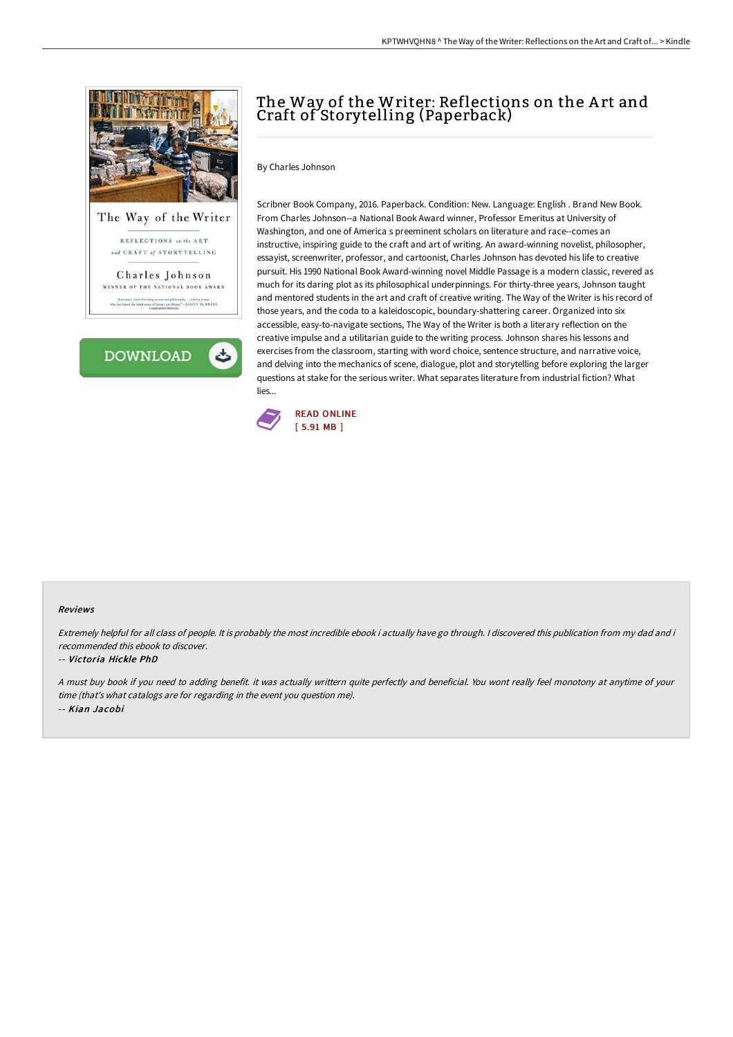# The Way of the Writer: Reflections on the Art and Craft of Storytelling (Paperback)

By Charles Johnson

Scribner Book Company, 2016. Paperback. Condition: New. Language: English . Brand New Book. From Charles Johnson--a National Book Award winner, Professor Emeritus at University of Washington, and one of America s preeminent scholars on literature and race--comes an instructive, inspiring guide to the craft and art of writing. An award-winning novelist, philosopher, essayist, screenwriter, professor, and cartoonist, Charles Johnson has devoted his life to creative pursuit. His 1990 National Book Award-winning novel Middle Passage is a modern classic, revered as much for its daring plot as its philosophical underpinnings. For thirty-three years, Johnson taught and mentored students in the art and craft of creative writing. The Way of the Writer is his record of those years, and the coda to a kaleidoscopic, boundary-shattering career. Organized into six accessible, easy-to-navigate sections, The Way of the Writer is both a literary reflection on the creative impulse and a utilitarian guide to the writing process. Johnson shares his lessons and exercises from the classroom, starting with word choice, sentence structure, and narrative voice, and delving into the mechanics of scene, dialogue, plot and storytelling before exploring the larger questions at stake for the serious writer. What separates literature from industrial fiction? What lies...

READ ONLINE
[ 5.91 MB ]

#### Reviews

*Extremely helpful for all class of people. It is probably the most incredible ebook i actually have go through. I discovered this publication from my dad and i recommended this ebook to discover.*

-- *Victoria Hickle PhD*

*A must buy book if you need to adding benefit. it was actually writtern quite perfectly and beneficial. You wont really feel monotony at anytime of your time (that's what catalogs are for regarding in the event you question me).*

-- *Kian Jacobi*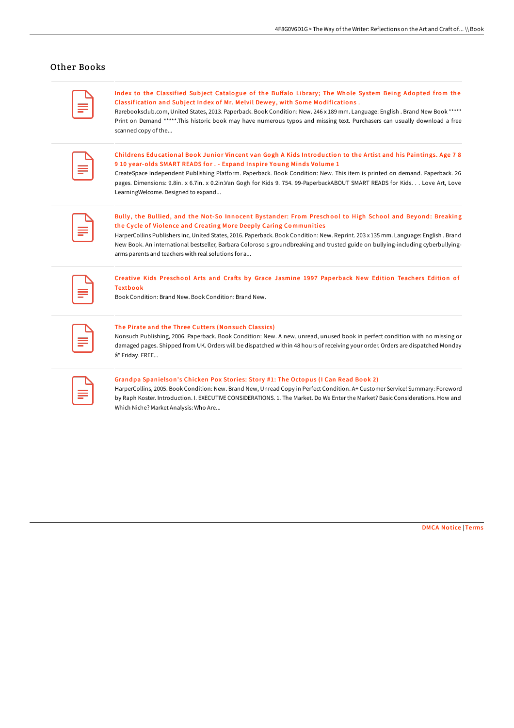## Other Books

**Index to the Classified Subject Catalogue of the Buffalo Library; The Whole System Being Adopted from the Classification and Subject Index of Mr. Melvil Dewey, with Some Modifications .**

Rarebooksclub.com, United States, 2013. Paperback. Book Condition: New. 246 x 189 mm. Language: English . Brand New Book ***** Print on Demand *****.This historic book may have numerous typos and missing text. Purchasers can usually download a free scanned copy of the...

**Childrens Educational Book Junior Vincent van Gogh A Kids Introduction to the Artist and his Paintings. Age 7 8 9 10 year-olds SMART READS for . - Expand Inspire Young Minds Volume 1**

CreateSpace Independent Publishing Platform. Paperback. Book Condition: New. This item is printed on demand. Paperback. 26 pages. Dimensions: 9.8in. x 6.7in. x 0.2in.Van Gogh for Kids 9. 754. 99-PaperbackABOUT SMART READS for Kids. . . Love Art, Love LearningWelcome. Designed to expand...

**Bully, the Bullied, and the Not-So Innocent Bystander: From Preschool to High School and Beyond: Breaking the Cycle of Violence and Creating More Deeply Caring Communities**

HarperCollins Publishers Inc, United States, 2016. Paperback. Book Condition: New. Reprint. 203 x 135 mm. Language: English . Brand New Book. An international bestseller, Barbara Coloroso s groundbreaking and trusted guide on bullying-including cyberbullying-arms parents and teachers with real solutions for a...

**Creative Kids Preschool Arts and Crafts by Grace Jasmine 1997 Paperback New Edition Teachers Edition of Textbook**

Book Condition: Brand New. Book Condition: Brand New.

**The Pirate and the Three Cutters (Nonsuch Classics)**

Nonsuch Publishing, 2006. Paperback. Book Condition: New. A new, unread, unused book in perfect condition with no missing or damaged pages. Shipped from UK. Orders will be dispatched within 48 hours of receiving your order. Orders are dispatched Monday â" Friday. FREE...

**Grandpa Spanielson's Chicken Pox Stories: Story #1: The Octopus (I Can Read Book 2)**

HarperCollins, 2005. Book Condition: New. Brand New, Unread Copy in Perfect Condition. A+ Customer Service! Summary: Foreword by Raph Koster. Introduction. I. EXECUTIVE CONSIDERATIONS. 1. The Market. Do We Enter the Market? Basic Considerations. How and Which Niche? Market Analysis: Who Are...